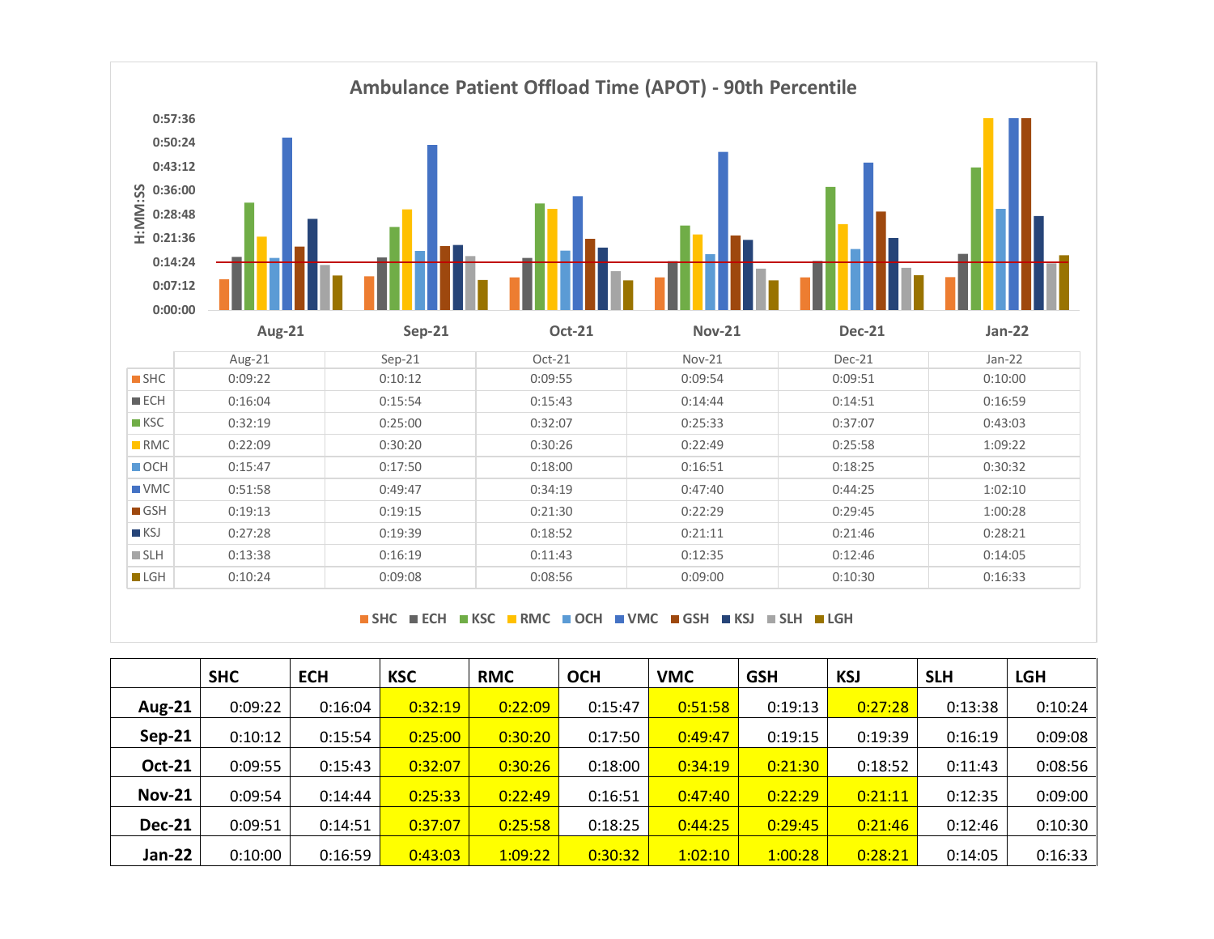## Ambulance Patient Offload Time (APOT) - 90th Percentile

| | Aug-21 | Sep-21 | Oct-21 | Nov-21 | Dec-21 | Jan-22 |
|---|---|---|---|---|---|---|
| SHC | 0:09:22 | 0:10:12 | 0:09:55 | 0:09:54 | 0:09:51 | 0:10:00 |
| ECH | 0:16:04 | 0:15:54 | 0:15:43 | 0:14:44 | 0:14:51 | 0:16:59 |
| KSC | 0:32:19 | 0:25:00 | 0:32:07 | 0:25:33 | 0:37:07 | 0:43:03 |
| RMC | 0:22:09 | 0:30:20 | 0:30:26 | 0:22:49 | 0:25:58 | 1:09:22 |
| OCH | 0:15:47 | 0:17:50 | 0:18:00 | 0:16:51 | 0:18:25 | 0:30:32 |
| VMC | 0:51:58 | 0:49:47 | 0:34:19 | 0:47:40 | 0:44:25 | 1:02:10 |
| GSH | 0:19:13 | 0:19:15 | 0:21:30 | 0:22:29 | 0:29:45 | 1:00:28 |
| KSJ | 0:27:28 | 0:19:39 | 0:18:52 | 0:21:11 | 0:21:46 | 0:28:21 |
| SLH | 0:13:38 | 0:16:19 | 0:11:43 | 0:12:35 | 0:12:46 | 0:14:05 |
| LGH | 0:10:24 | 0:09:08 | 0:08:56 | 0:09:00 | 0:10:30 | 0:16:33 |

| | SHC | ECH | KSC | RMC | OCH | VMC | GSH | KSJ | SLH | LGH |
|---|---|---|---|---|---|---|---|---|---|---|
| **Aug-21** | 0:09:22 | 0:16:04 | 0:32:19 | 0:22:09 | 0:15:47 | 0:51:58 | 0:19:13 | 0:27:28 | 0:13:38 | 0:10:24 |
| **Sep-21** | 0:10:12 | 0:15:54 | 0:25:00 | 0:30:20 | 0:17:50 | 0:49:47 | 0:19:15 | 0:19:39 | 0:16:19 | 0:09:08 |
| **Oct-21** | 0:09:55 | 0:15:43 | 0:32:07 | 0:30:26 | 0:18:00 | 0:34:19 | 0:21:30 | 0:18:52 | 0:11:43 | 0:08:56 |
| **Nov-21** | 0:09:54 | 0:14:44 | 0:25:33 | 0:22:49 | 0:16:51 | 0:47:40 | 0:22:29 | 0:21:11 | 0:12:35 | 0:09:00 |
| **Dec-21** | 0:09:51 | 0:14:51 | 0:37:07 | 0:25:58 | 0:18:25 | 0:44:25 | 0:29:45 | 0:21:46 | 0:12:46 | 0:10:30 |
| **Jan-22** | 0:10:00 | 0:16:59 | 0:43:03 | 1:09:22 | 0:30:32 | 1:02:10 | 1:00:28 | 0:28:21 | 0:14:05 | 0:16:33 |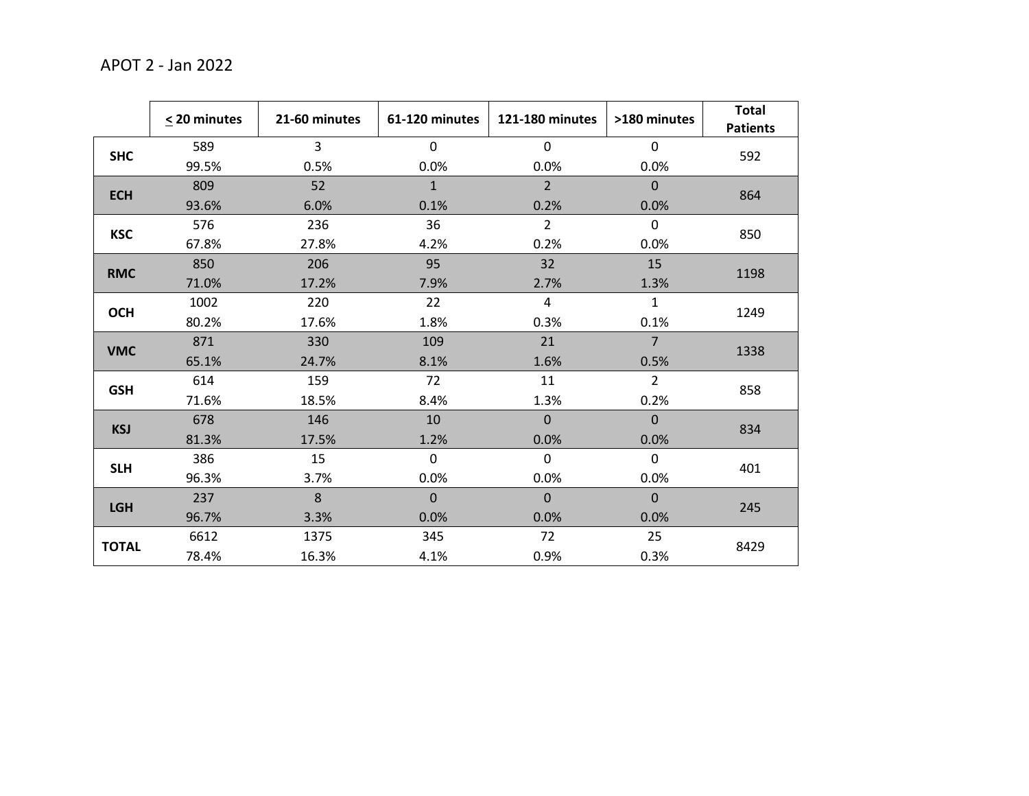APOT 2 - Jan 2022

| | ≤ 20 minutes | 21-60 minutes | 61-120 minutes | 121-180 minutes | >180 minutes | Total Patients |
|---|---|---|---|---|---|---|
| **SHC** | 589<br>99.5% | 3<br>0.5% | 0<br>0.0% | 0<br>0.0% | 0<br>0.0% | 592 |
| **ECH** | 809<br>93.6% | 52<br>6.0% | 1<br>0.1% | 2<br>0.2% | 0<br>0.0% | 864 |
| **KSC** | 576<br>67.8% | 236<br>27.8% | 36<br>4.2% | 2<br>0.2% | 0<br>0.0% | 850 |
| **RMC** | 850<br>71.0% | 206<br>17.2% | 95<br>7.9% | 32<br>2.7% | 15<br>1.3% | 1198 |
| **OCH** | 1002<br>80.2% | 220<br>17.6% | 22<br>1.8% | 4<br>0.3% | 1<br>0.1% | 1249 |
| **VMC** | 871<br>65.1% | 330<br>24.7% | 109<br>8.1% | 21<br>1.6% | 7<br>0.5% | 1338 |
| **GSH** | 614<br>71.6% | 159<br>18.5% | 72<br>8.4% | 11<br>1.3% | 2<br>0.2% | 858 |
| **KSJ** | 678<br>81.3% | 146<br>17.5% | 10<br>1.2% | 0<br>0.0% | 0<br>0.0% | 834 |
| **SLH** | 386<br>96.3% | 15<br>3.7% | 0<br>0.0% | 0<br>0.0% | 0<br>0.0% | 401 |
| **LGH** | 237<br>96.7% | 8<br>3.3% | 0<br>0.0% | 0<br>0.0% | 0<br>0.0% | 245 |
| **TOTAL** | 6612<br>78.4% | 1375<br>16.3% | 345<br>4.1% | 72<br>0.9% | 25<br>0.3% | 8429 |